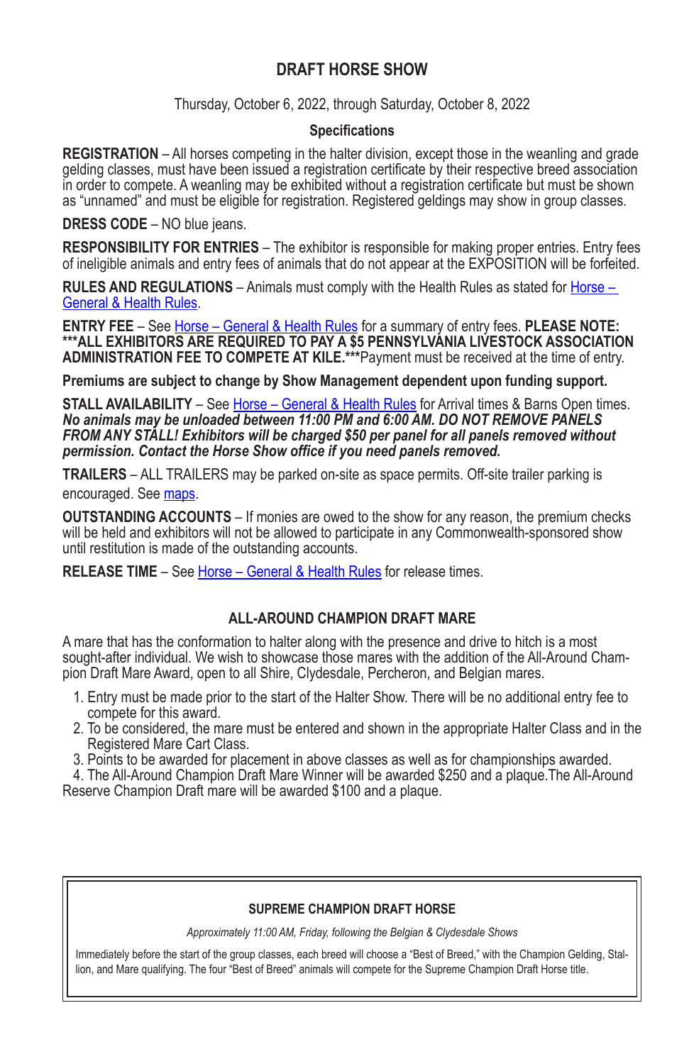# DRAFT HORSE SHOW

Thursday, October 6, 2022, through Saturday, October 8, 2022

### Specifications

**REGISTRATION** – All horses competing in the halter division, except those in the weanling and grade gelding classes, must have been issued a registration certificate by their respective breed association in order to compete. A weanling may be exhibited without a registration certificate but must be shown as "unnamed" and must be eligible for registration. Registered geldings may show in group classes.

**DRESS CODE** – NO blue jeans.

**RESPONSIBILITY FOR ENTRIES** – The exhibitor is responsible for making proper entries. Entry fees of ineligible animals and entry fees of animals that do not appear at the EXPOSITION will be forfeited.

**RULES AND REGULATIONS** – Animals must comply with the Health Rules as stated for Horse – General & Health Rules.

**ENTRY FEE** – See Horse – General & Health Rules for a summary of entry fees. **PLEASE NOTE: \*\*\*ALL EXHIBITORS ARE REQUIRED TO PAY A $5 PENNSYLVANIA LIVESTOCK ASSOCIATION ADMINISTRATION FEE TO COMPETE AT KILE.\*\*\***Payment must be received at the time of entry.

**Premiums are subject to change by Show Management dependent upon funding support.**

**STALL AVAILABILITY** – See Horse – General & Health Rules for Arrival times & Barns Open times. ***No animals may be unloaded between 11:00 PM and 6:00 AM. DO NOT REMOVE PANELS FROM ANY STALL! Exhibitors will be charged $50 per panel for all panels removed without permission. Contact the Horse Show office if you need panels removed.***

**TRAILERS** – ALL TRAILERS may be parked on-site as space permits. Off-site trailer parking is encouraged. See maps.

**OUTSTANDING ACCOUNTS** – If monies are owed to the show for any reason, the premium checks will be held and exhibitors will not be allowed to participate in any Commonwealth-sponsored show until restitution is made of the outstanding accounts.

**RELEASE TIME** – See Horse – General & Health Rules for release times.

### ALL-AROUND CHAMPION DRAFT MARE

A mare that has the conformation to halter along with the presence and drive to hitch is a most sought-after individual. We wish to showcase those mares with the addition of the All-Around Champion Draft Mare Award, open to all Shire, Clydesdale, Percheron, and Belgian mares.

1. Entry must be made prior to the start of the Halter Show. There will be no additional entry fee to compete for this award.
2. To be considered, the mare must be entered and shown in the appropriate Halter Class and in the Registered Mare Cart Class.
3. Points to be awarded for placement in above classes as well as for championships awarded.
4. The All-Around Champion Draft Mare Winner will be awarded $250 and a plaque.The All-Around Reserve Champion Draft mare will be awarded $100 and a plaque.

### SUPREME CHAMPION DRAFT HORSE

*Approximately 11:00 AM, Friday, following the Belgian & Clydesdale Shows*

Immediately before the start of the group classes, each breed will choose a "Best of Breed," with the Champion Gelding, Stallion, and Mare qualifying. The four "Best of Breed" animals will compete for the Supreme Champion Draft Horse title.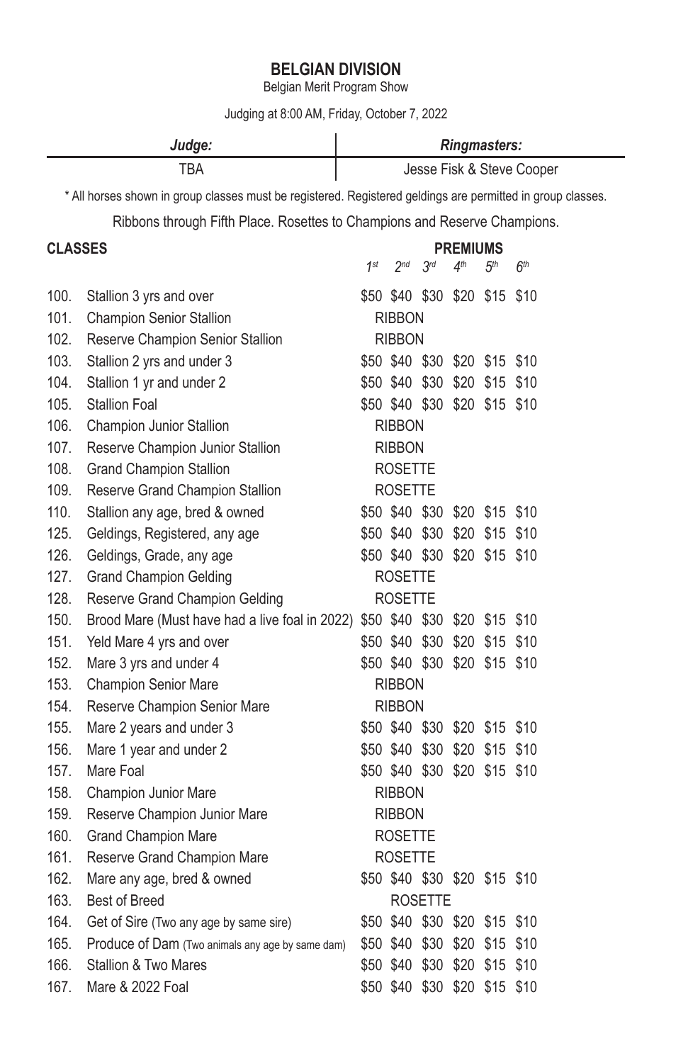# BELGIAN DIVISION

Belgian Merit Program Show

Judging at 8:00 AM, Friday, October 7, 2022

| ***Judge:*** | ***Ringmasters:*** |
|---|---|
| TBA | Jesse Fisk & Steve Cooper |

* All horses shown in group classes must be registered. Registered geldings are permitted in group classes.

Ribbons through Fifth Place. Rosettes to Champions and Reserve Champions.

| **CLASSES** | | **PREMIUMS** | | | | | |
|---|---|---|---|---|---|---|---|
| | | *1st* | *2nd* | *3rd* | *4th* | *5th* | *6th* |
| 100. | Stallion 3 yrs and over | $50 | $40 | $30 | $20 | $15 | $10 |
| 101. | Champion Senior Stallion | RIBBON | | | | | |
| 102. | Reserve Champion Senior Stallion | RIBBON | | | | | |
| 103. | Stallion 2 yrs and under 3 | $50 | $40 | $30 | $20 | $15 | $10 |
| 104. | Stallion 1 yr and under 2 | $50 | $40 | $30 | $20 | $15 | $10 |
| 105. | Stallion Foal | $50 | $40 | $30 | $20 | $15 | $10 |
| 106. | Champion Junior Stallion | RIBBON | | | | | |
| 107. | Reserve Champion Junior Stallion | RIBBON | | | | | |
| 108. | Grand Champion Stallion | ROSETTE | | | | | |
| 109. | Reserve Grand Champion Stallion | ROSETTE | | | | | |
| 110. | Stallion any age, bred & owned | $50 | $40 | $30 | $20 | $15 | $10 |
| 125. | Geldings, Registered, any age | $50 | $40 | $30 | $20 | $15 | $10 |
| 126. | Geldings, Grade, any age | $50 | $40 | $30 | $20 | $15 | $10 |
| 127. | Grand Champion Gelding | ROSETTE | | | | | |
| 128. | Reserve Grand Champion Gelding | ROSETTE | | | | | |
| 150. | Brood Mare (Must have had a live foal in 2022) | $50 | $40 | $30 | $20 | $15 | $10 |
| 151. | Yeld Mare 4 yrs and over | $50 | $40 | $30 | $20 | $15 | $10 |
| 152. | Mare 3 yrs and under 4 | $50 | $40 | $30 | $20 | $15 | $10 |
| 153. | Champion Senior Mare | RIBBON | | | | | |
| 154. | Reserve Champion Senior Mare | RIBBON | | | | | |
| 155. | Mare 2 years and under 3 | $50 | $40 | $30 | $20 | $15 | $10 |
| 156. | Mare 1 year and under 2 | $50 | $40 | $30 | $20 | $15 | $10 |
| 157. | Mare Foal | $50 | $40 | $30 | $20 | $15 | $10 |
| 158. | Champion Junior Mare | RIBBON | | | | | |
| 159. | Reserve Champion Junior Mare | RIBBON | | | | | |
| 160. | Grand Champion Mare | ROSETTE | | | | | |
| 161. | Reserve Grand Champion Mare | ROSETTE | | | | | |
| 162. | Mare any age, bred & owned | $50 | $40 | $30 | $20 | $15 | $10 |
| 163. | Best of Breed | ROSETTE | | | | | |
| 164. | Get of Sire (Two any age by same sire) | $50 | $40 | $30 | $20 | $15 | $10 |
| 165. | Produce of Dam (Two animals any age by same dam) | $50 | $40 | $30 | $20 | $15 | $10 |
| 166. | Stallion & Two Mares | $50 | $40 | $30 | $20 | $15 | $10 |
| 167. | Mare & 2022 Foal | $50 | $40 | $30 | $20 | $15 | $10 |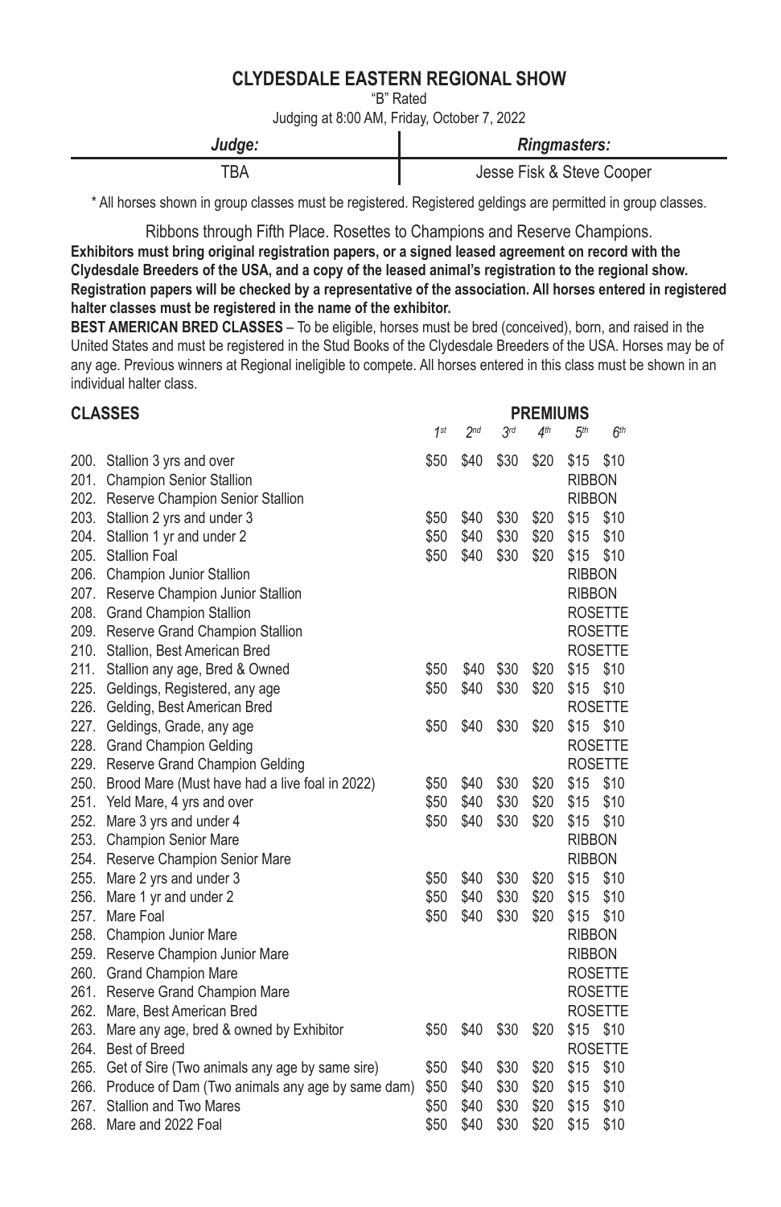## CLYDESDALE EASTERN REGIONAL SHOW

"B" Rated

Judging at 8:00 AM, Friday, October 7, 2022

| *Judge:* | *Ringmasters:* |
|---|---|
| TBA | Jesse Fisk & Steve Cooper |

\* All horses shown in group classes must be registered. Registered geldings are permitted in group classes.

Ribbons through Fifth Place. Rosettes to Champions and Reserve Champions.

**Exhibitors must bring original registration papers, or a signed leased agreement on record with the Clydesdale Breeders of the USA, and a copy of the leased animal's registration to the regional show. Registration papers will be checked by a representative of the association. All horses entered in registered halter classes must be registered in the name of the exhibitor.**

**BEST AMERICAN BRED CLASSES** – To be eligible, horses must be bred (conceived), born, and raised in the United States and must be registered in the Stud Books of the Clydesdale Breeders of the USA. Horses may be of any age. Previous winners at Regional ineligible to compete. All horses entered in this class must be shown in an individual halter class.

| **CLASSES** | | **PREMIUMS** | | | | | |
|---|---|---|---|---|---|---|---|
| | | *1st* | *2nd* | *3rd* | *4th* | *5th* | *6th* |
| 200. | Stallion 3 yrs and over | $50 | $40 | $30 | $20 | $15 | $10 |
| 201. | Champion Senior Stallion | | | | | RIBBON | |
| 202. | Reserve Champion Senior Stallion | | | | | RIBBON | |
| 203. | Stallion 2 yrs and under 3 | $50 | $40 | $30 | $20 | $15 | $10 |
| 204. | Stallion 1 yr and under 2 | $50 | $40 | $30 | $20 | $15 | $10 |
| 205. | Stallion Foal | $50 | $40 | $30 | $20 | $15 | $10 |
| 206. | Champion Junior Stallion | | | | | RIBBON | |
| 207. | Reserve Champion Junior Stallion | | | | | RIBBON | |
| 208. | Grand Champion Stallion | | | | | ROSETTE | |
| 209. | Reserve Grand Champion Stallion | | | | | ROSETTE | |
| 210. | Stallion, Best American Bred | | | | | ROSETTE | |
| 211. | Stallion any age, Bred & Owned | $50 | $40 | $30 | $20 | $15 | $10 |
| 225. | Geldings, Registered, any age | $50 | $40 | $30 | $20 | $15 | $10 |
| 226. | Gelding, Best American Bred | | | | | ROSETTE | |
| 227. | Geldings, Grade, any age | $50 | $40 | $30 | $20 | $15 | $10 |
| 228. | Grand Champion Gelding | | | | | ROSETTE | |
| 229. | Reserve Grand Champion Gelding | | | | | ROSETTE | |
| 250. | Brood Mare (Must have had a live foal in 2022) | $50 | $40 | $30 | $20 | $15 | $10 |
| 251. | Yeld Mare, 4 yrs and over | $50 | $40 | $30 | $20 | $15 | $10 |
| 252. | Mare 3 yrs and under 4 | $50 | $40 | $30 | $20 | $15 | $10 |
| 253. | Champion Senior Mare | | | | | RIBBON | |
| 254. | Reserve Champion Senior Mare | | | | | RIBBON | |
| 255. | Mare 2 yrs and under 3 | $50 | $40 | $30 | $20 | $15 | $10 |
| 256. | Mare 1 yr and under 2 | $50 | $40 | $30 | $20 | $15 | $10 |
| 257. | Mare Foal | $50 | $40 | $30 | $20 | $15 | $10 |
| 258. | Champion Junior Mare | | | | | RIBBON | |
| 259. | Reserve Champion Junior Mare | | | | | RIBBON | |
| 260. | Grand Champion Mare | | | | | ROSETTE | |
| 261. | Reserve Grand Champion Mare | | | | | ROSETTE | |
| 262. | Mare, Best American Bred | | | | | ROSETTE | |
| 263. | Mare any age, bred & owned by Exhibitor | $50 | $40 | $30 | $20 | $15 | $10 |
| 264. | Best of Breed | | | | | ROSETTE | |
| 265. | Get of Sire (Two animals any age by same sire) | $50 | $40 | $30 | $20 | $15 | $10 |
| 266. | Produce of Dam (Two animals any age by same dam) | $50 | $40 | $30 | $20 | $15 | $10 |
| 267. | Stallion and Two Mares | $50 | $40 | $30 | $20 | $15 | $10 |
| 268. | Mare and 2022 Foal | $50 | $40 | $30 | $20 | $15 | $10 |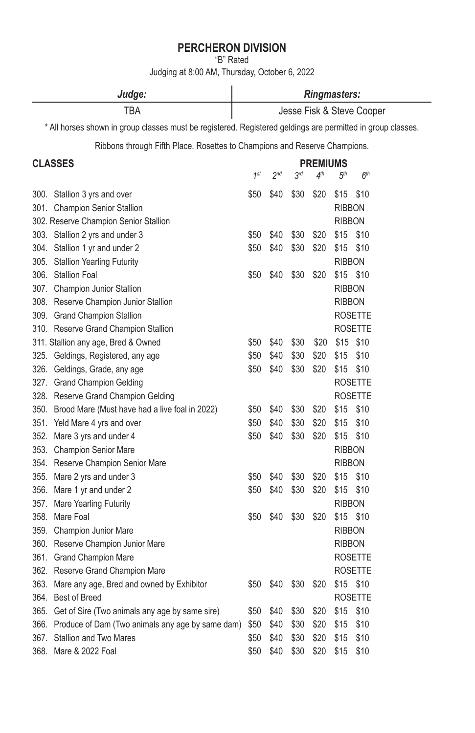# PERCHERON DIVISION

"B" Rated

Judging at 8:00 AM, Thursday, October 6, 2022

| *Judge:* | *Ringmasters:* |
|---|---|
| TBA | Jesse Fisk & Steve Cooper |

\* All horses shown in group classes must be registered. Registered geldings are permitted in group classes.

Ribbons through Fifth Place. Rosettes to Champions and Reserve Champions.

| CLASSES | PREMIUMS | | | | | |
|---|---|---|---|---|---|---|
| | *1st* | *2nd* | *3rd* | *4th* | *5th* | *6th* |
| 300. Stallion 3 yrs and over | $50 | $40 | $30 | $20 | $15 | $10 |
| 301. Champion Senior Stallion | | | | | RIBBON | |
| 302. Reserve Champion Senior Stallion | | | | | RIBBON | |
| 303. Stallion 2 yrs and under 3 | $50 | $40 | $30 | $20 | $15 | $10 |
| 304. Stallion 1 yr and under 2 | $50 | $40 | $30 | $20 | $15 | $10 |
| 305. Stallion Yearling Futurity | | | | | RIBBON | |
| 306. Stallion Foal | $50 | $40 | $30 | $20 | $15 | $10 |
| 307. Champion Junior Stallion | | | | | RIBBON | |
| 308. Reserve Champion Junior Stallion | | | | | RIBBON | |
| 309. Grand Champion Stallion | | | | | ROSETTE | |
| 310. Reserve Grand Champion Stallion | | | | | ROSETTE | |
| 311. Stallion any age, Bred & Owned | $50 | $40 | $30 | $20 | $15 | $10 |
| 325. Geldings, Registered, any age | $50 | $40 | $30 | $20 | $15 | $10 |
| 326. Geldings, Grade, any age | $50 | $40 | $30 | $20 | $15 | $10 |
| 327. Grand Champion Gelding | | | | | ROSETTE | |
| 328. Reserve Grand Champion Gelding | | | | | ROSETTE | |
| 350. Brood Mare (Must have had a live foal in 2022) | $50 | $40 | $30 | $20 | $15 | $10 |
| 351. Yeld Mare 4 yrs and over | $50 | $40 | $30 | $20 | $15 | $10 |
| 352. Mare 3 yrs and under 4 | $50 | $40 | $30 | $20 | $15 | $10 |
| 353. Champion Senior Mare | | | | | RIBBON | |
| 354. Reserve Champion Senior Mare | | | | | RIBBON | |
| 355. Mare 2 yrs and under 3 | $50 | $40 | $30 | $20 | $15 | $10 |
| 356. Mare 1 yr and under 2 | $50 | $40 | $30 | $20 | $15 | $10 |
| 357. Mare Yearling Futurity | | | | | RIBBON | |
| 358. Mare Foal | $50 | $40 | $30 | $20 | $15 | $10 |
| 359. Champion Junior Mare | | | | | RIBBON | |
| 360. Reserve Champion Junior Mare | | | | | RIBBON | |
| 361. Grand Champion Mare | | | | | ROSETTE | |
| 362. Reserve Grand Champion Mare | | | | | ROSETTE | |
| 363. Mare any age, Bred and owned by Exhibitor | $50 | $40 | $30 | $20 | $15 | $10 |
| 364. Best of Breed | | | | | ROSETTE | |
| 365. Get of Sire (Two animals any age by same sire) | $50 | $40 | $30 | $20 | $15 | $10 |
| 366. Produce of Dam (Two animals any age by same dam) | $50 | $40 | $30 | $20 | $15 | $10 |
| 367. Stallion and Two Mares | $50 | $40 | $30 | $20 | $15 | $10 |
| 368. Mare & 2022 Foal | $50 | $40 | $30 | $20 | $15 | $10 |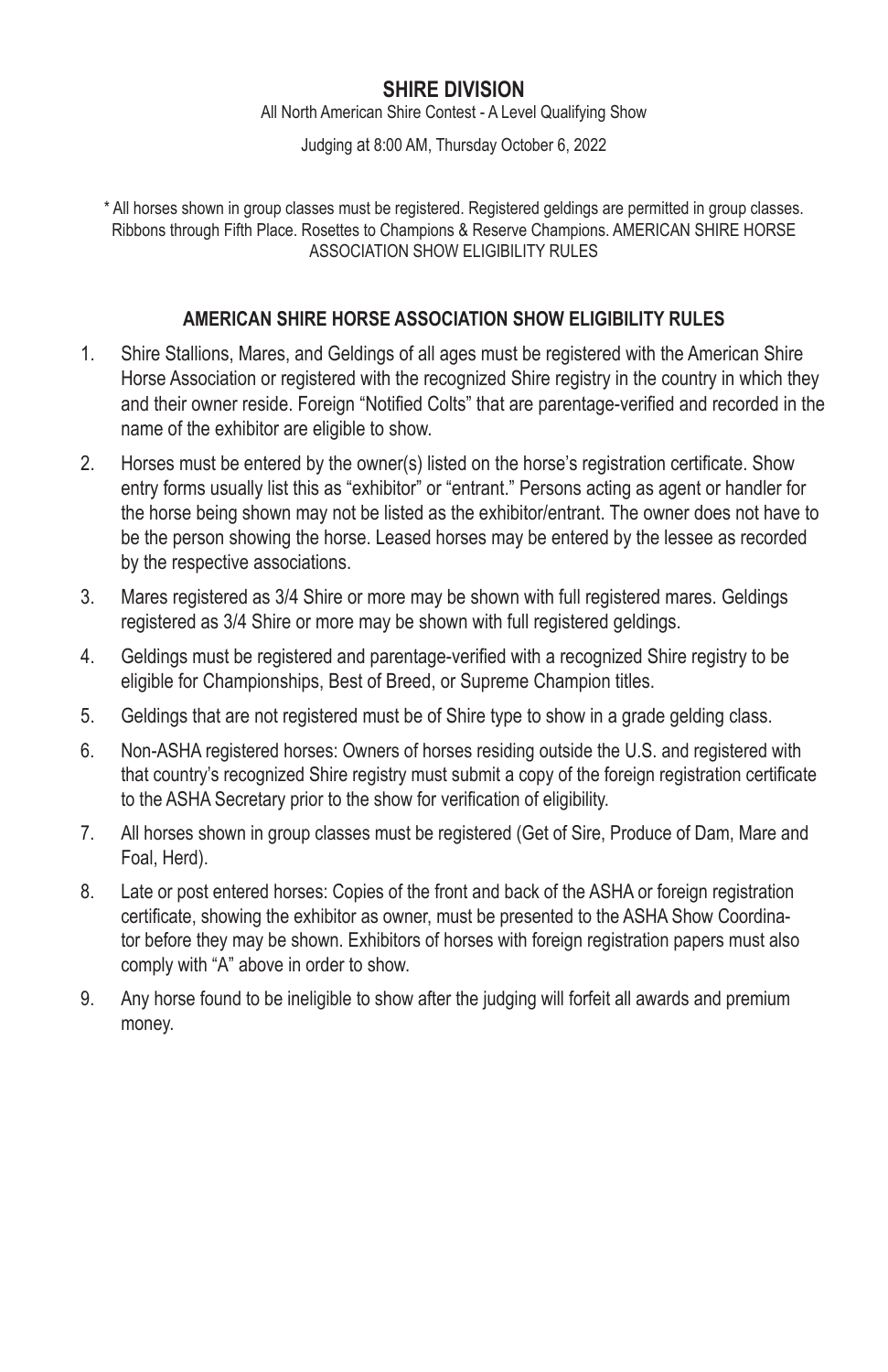## SHIRE DIVISION

All North American Shire Contest - A Level Qualifying Show

Judging at 8:00 AM, Thursday October 6, 2022

* All horses shown in group classes must be registered. Registered geldings are permitted in group classes. Ribbons through Fifth Place. Rosettes to Champions & Reserve Champions. AMERICAN SHIRE HORSE ASSOCIATION SHOW ELIGIBILITY RULES

### AMERICAN SHIRE HORSE ASSOCIATION SHOW ELIGIBILITY RULES

1. Shire Stallions, Mares, and Geldings of all ages must be registered with the American Shire Horse Association or registered with the recognized Shire registry in the country in which they and their owner reside. Foreign "Notified Colts" that are parentage-verified and recorded in the name of the exhibitor are eligible to show.
2. Horses must be entered by the owner(s) listed on the horse's registration certificate. Show entry forms usually list this as "exhibitor" or "entrant." Persons acting as agent or handler for the horse being shown may not be listed as the exhibitor/entrant. The owner does not have to be the person showing the horse. Leased horses may be entered by the lessee as recorded by the respective associations.
3. Mares registered as 3/4 Shire or more may be shown with full registered mares. Geldings registered as 3/4 Shire or more may be shown with full registered geldings.
4. Geldings must be registered and parentage-verified with a recognized Shire registry to be eligible for Championships, Best of Breed, or Supreme Champion titles.
5. Geldings that are not registered must be of Shire type to show in a grade gelding class.
6. Non-ASHA registered horses: Owners of horses residing outside the U.S. and registered with that country's recognized Shire registry must submit a copy of the foreign registration certificate to the ASHA Secretary prior to the show for verification of eligibility.
7. All horses shown in group classes must be registered (Get of Sire, Produce of Dam, Mare and Foal, Herd).
8. Late or post entered horses: Copies of the front and back of the ASHA or foreign registration certificate, showing the exhibitor as owner, must be presented to the ASHA Show Coordinator before they may be shown. Exhibitors of horses with foreign registration papers must also comply with "A" above in order to show.
9. Any horse found to be ineligible to show after the judging will forfeit all awards and premium money.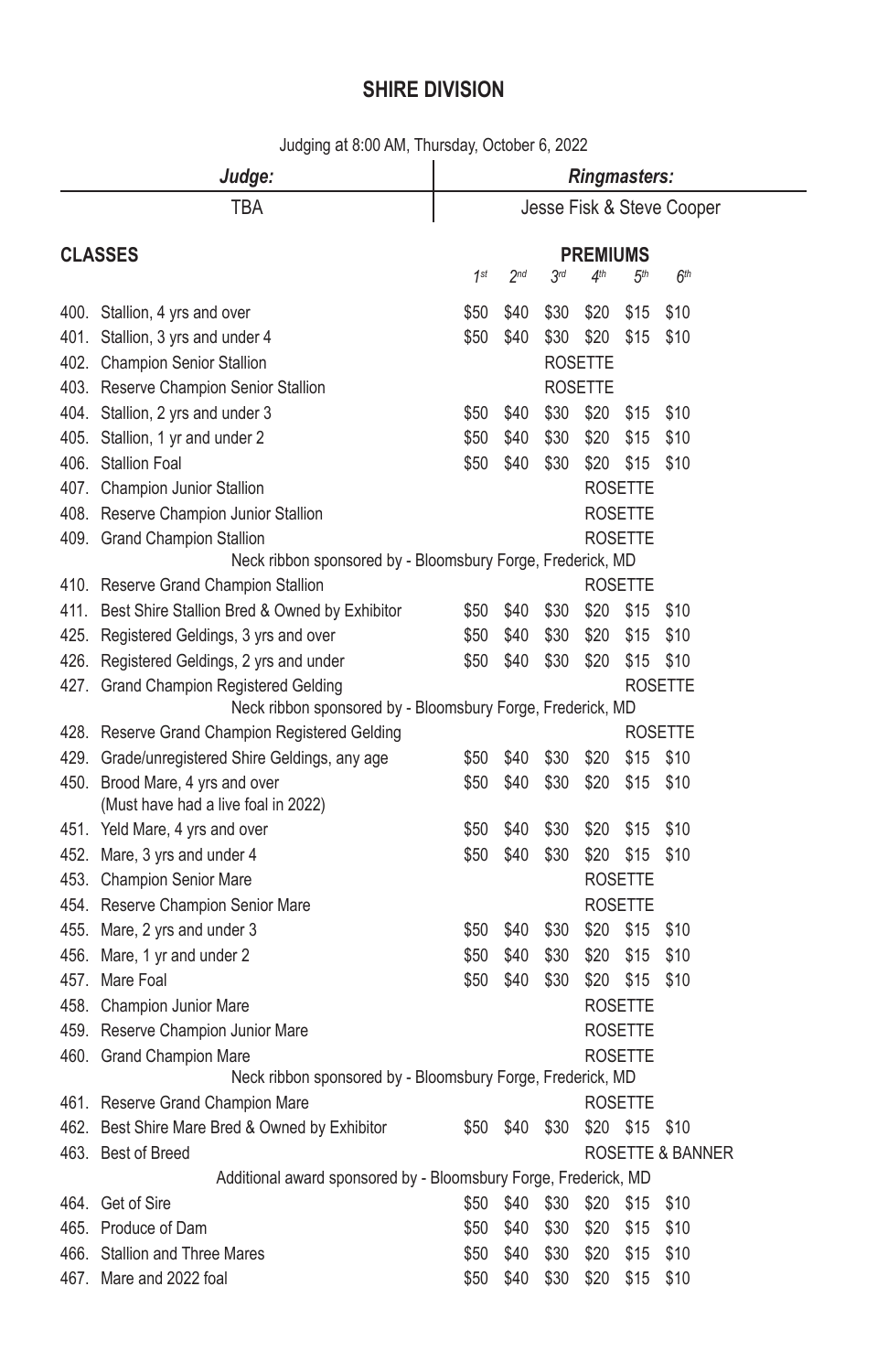## SHIRE DIVISION

Judging at 8:00 AM, Thursday, October 6, 2022

| *Judge:* | *Ringmasters:* |
|---|---|
| TBA | Jesse Fisk & Steve Cooper |

| CLASSES | PREMIUMS | | | | | |
|---|---|---|---|---|---|---|
| | *1st* | *2nd* | *3rd* | *4th* | *5th* | *6th* |
| 400. Stallion, 4 yrs and over | $50 | $40 | $30 | $20 | $15 | $10 |
| 401. Stallion, 3 yrs and under 4 | $50 | $40 | $30 | $20 | $15 | $10 |
| 402. Champion Senior Stallion | | | ROSETTE | | | |
| 403. Reserve Champion Senior Stallion | | | ROSETTE | | | |
| 404. Stallion, 2 yrs and under 3 | $50 | $40 | $30 | $20 | $15 | $10 |
| 405. Stallion, 1 yr and under 2 | $50 | $40 | $30 | $20 | $15 | $10 |
| 406. Stallion Foal | $50 | $40 | $30 | $20 | $15 | $10 |
| 407. Champion Junior Stallion | | | | ROSETTE | | |
| 408. Reserve Champion Junior Stallion | | | | ROSETTE | | |
| 409. Grand Champion Stallion<br>Neck ribbon sponsored by - Bloomsbury Forge, Frederick, MD | | | | ROSETTE | | |
| 410. Reserve Grand Champion Stallion | | | | ROSETTE | | |
| 411. Best Shire Stallion Bred & Owned by Exhibitor | $50 | $40 | $30 | $20 | $15 | $10 |
| 425. Registered Geldings, 3 yrs and over | $50 | $40 | $30 | $20 | $15 | $10 |
| 426. Registered Geldings, 2 yrs and under | $50 | $40 | $30 | $20 | $15 | $10 |
| 427. Grand Champion Registered Gelding<br>Neck ribbon sponsored by - Bloomsbury Forge, Frederick, MD | | | | | ROSETTE | |
| 428. Reserve Grand Champion Registered Gelding | | | | | ROSETTE | |
| 429. Grade/unregistered Shire Geldings, any age | $50 | $40 | $30 | $20 | $15 | $10 |
| 450. Brood Mare, 4 yrs and over<br>(Must have had a live foal in 2022) | $50 | $40 | $30 | $20 | $15 | $10 |
| 451. Yeld Mare, 4 yrs and over | $50 | $40 | $30 | $20 | $15 | $10 |
| 452. Mare, 3 yrs and under 4 | $50 | $40 | $30 | $20 | $15 | $10 |
| 453. Champion Senior Mare | | | | ROSETTE | | |
| 454. Reserve Champion Senior Mare | | | | ROSETTE | | |
| 455. Mare, 2 yrs and under 3 | $50 | $40 | $30 | $20 | $15 | $10 |
| 456. Mare, 1 yr and under 2 | $50 | $40 | $30 | $20 | $15 | $10 |
| 457. Mare Foal | $50 | $40 | $30 | $20 | $15 | $10 |
| 458. Champion Junior Mare | | | | ROSETTE | | |
| 459. Reserve Champion Junior Mare | | | | ROSETTE | | |
| 460. Grand Champion Mare<br>Neck ribbon sponsored by - Bloomsbury Forge, Frederick, MD | | | | ROSETTE | | |
| 461. Reserve Grand Champion Mare | | | | ROSETTE | | |
| 462. Best Shire Mare Bred & Owned by Exhibitor | $50 | $40 | $30 | $20 | $15 | $10 |
| 463. Best of Breed<br>Additional award sponsored by - Bloomsbury Forge, Frederick, MD | | | | ROSETTE & BANNER | | |
| 464. Get of Sire | $50 | $40 | $30 | $20 | $15 | $10 |
| 465. Produce of Dam | $50 | $40 | $30 | $20 | $15 | $10 |
| 466. Stallion and Three Mares | $50 | $40 | $30 | $20 | $15 | $10 |
| 467. Mare and 2022 foal | $50 | $40 | $30 | $20 | $15 | $10 |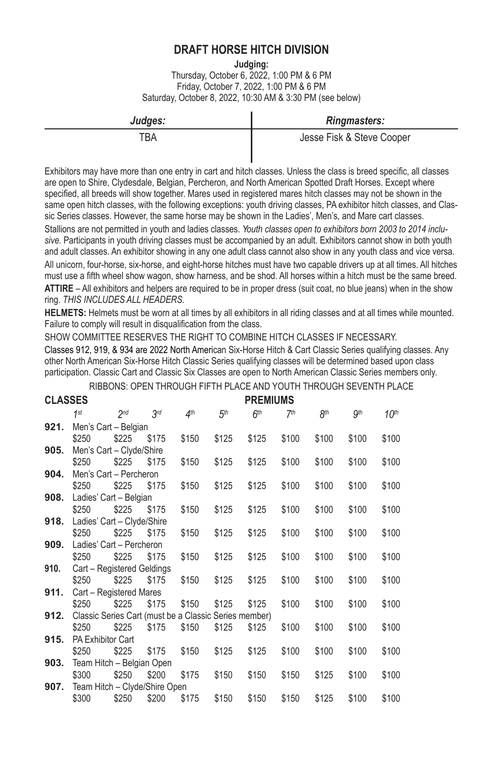## DRAFT HORSE HITCH DIVISION

**Judging:**
Thursday, October 6, 2022, 1:00 PM & 6 PM
Friday, October 7, 2022, 1:00 PM & 6 PM
Saturday, October 8, 2022, 10:30 AM & 3:30 PM (see below)

| *Judges:* | *Ringmasters:* |
|---|---|
| TBA | Jesse Fisk & Steve Cooper |

Exhibitors may have more than one entry in cart and hitch classes. Unless the class is breed specific, all classes are open to Shire, Clydesdale, Belgian, Percheron, and North American Spotted Draft Horses. Except where specified, all breeds will show together. Mares used in registered mares hitch classes may not be shown in the same open hitch classes, with the following exceptions: youth driving classes, PA exhibitor hitch classes, and Classic Series classes. However, the same horse may be shown in the Ladies', Men's, and Mare cart classes.

Stallions are not permitted in youth and ladies classes. *Youth classes open to exhibitors born 2003 to 2014 inclusive.* Participants in youth driving classes must be accompanied by an adult. Exhibitors cannot show in both youth and adult classes. An exhibitor showing in any one adult class cannot also show in any youth class and vice versa.

All unicorn, four-horse, six-horse, and eight-horse hitches must have two capable drivers up at all times. All hitches must use a fifth wheel show wagon, show harness, and be shod. All horses within a hitch must be the same breed.

**ATTIRE** – All exhibitors and helpers are required to be in proper dress (suit coat, no blue jeans) when in the show ring. *THIS INCLUDES ALL HEADERS.*

**HELMETS:** Helmets must be worn at all times by all exhibitors in all riding classes and at all times while mounted. Failure to comply will result in disqualification from the class.

SHOW COMMITTEE RESERVES THE RIGHT TO COMBINE HITCH CLASSES IF NECESSARY.

Classes 912, 919, & 934 are 2022 North American Six-Horse Hitch & Cart Classic Series qualifying classes. Any other North American Six-Horse Hitch Classic Series qualifying classes will be determined based upon class participation. Classic Cart and Classic Six Classes are open to North American Classic Series members only.

RIBBONS: OPEN THROUGH FIFTH PLACE AND YOUTH THROUGH SEVENTH PLACE

| CLASSES | 1st | 2nd | 3rd | 4th | 5th | 6th | 7th | 8th | 9th | 10th |
|---|---|---|---|---|---|---|---|---|---|---|
| **921.** Men's Cart – Belgian | $250 | $225 | $175 | $150 | $125 | $125 | $100 | $100 | $100 | $100 |
| **905.** Men's Cart – Clyde/Shire | $250 | $225 | $175 | $150 | $125 | $125 | $100 | $100 | $100 | $100 |
| **904.** Men's Cart – Percheron | $250 | $225 | $175 | $150 | $125 | $125 | $100 | $100 | $100 | $100 |
| **908.** Ladies' Cart – Belgian | $250 | $225 | $175 | $150 | $125 | $125 | $100 | $100 | $100 | $100 |
| **918.** Ladies' Cart – Clyde/Shire | $250 | $225 | $175 | $150 | $125 | $125 | $100 | $100 | $100 | $100 |
| **909.** Ladies' Cart – Percheron | $250 | $225 | $175 | $150 | $125 | $125 | $100 | $100 | $100 | $100 |
| **910.** Cart – Registered Geldings | $250 | $225 | $175 | $150 | $125 | $125 | $100 | $100 | $100 | $100 |
| **911.** Cart – Registered Mares | $250 | $225 | $175 | $150 | $125 | $125 | $100 | $100 | $100 | $100 |
| **912.** Classic Series Cart (must be a Classic Series member) | $250 | $225 | $175 | $150 | $125 | $125 | $100 | $100 | $100 | $100 |
| **915.** PA Exhibitor Cart | $250 | $225 | $175 | $150 | $125 | $125 | $100 | $100 | $100 | $100 |
| **903.** Team Hitch – Belgian Open | $300 | $250 | $200 | $175 | $150 | $150 | $150 | $125 | $100 | $100 |
| **907.** Team Hitch – Clyde/Shire Open | $300 | $250 | $200 | $175 | $150 | $150 | $150 | $125 | $100 | $100 |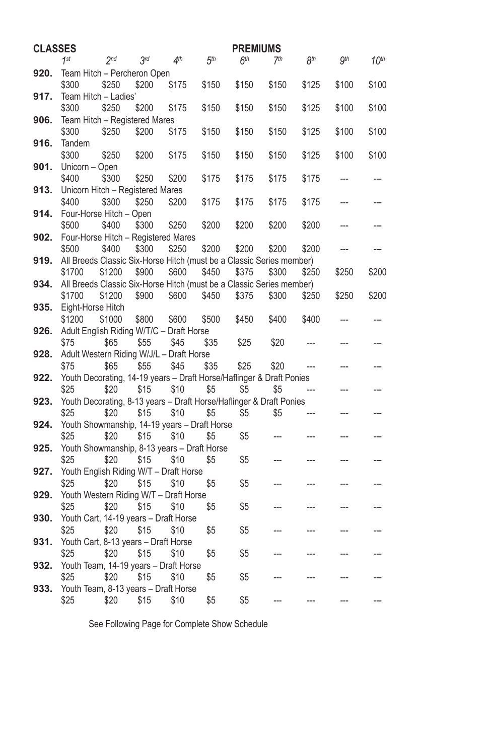| CLASSES | | | | | PREMIUMS | | | | | |
|---|---|---|---|---|---|---|---|---|---|---|
| | *1st* | *2nd* | *3rd* | *4th* | *5th* | *6th* | *7th* | *8th* | *9th* | *10th* |
| **920.** | Team Hitch – Percheron Open | | | | | | | | | |
| | $300 | $250 | $200 | $175 | $150 | $150 | $150 | $125 | $100 | $100 |
| **917.** | Team Hitch – Ladies' | | | | | | | | | |
| | $300 | $250 | $200 | $175 | $150 | $150 | $150 | $125 | $100 | $100 |
| **906.** | Team Hitch – Registered Mares | | | | | | | | | |
| | $300 | $250 | $200 | $175 | $150 | $150 | $150 | $125 | $100 | $100 |
| **916.** | Tandem | | | | | | | | | |
| | $300 | $250 | $200 | $175 | $150 | $150 | $150 | $125 | $100 | $100 |
| **901.** | Unicorn – Open | | | | | | | | | |
| | $400 | $300 | $250 | $200 | $175 | $175 | $175 | $175 | --- | --- |
| **913.** | Unicorn Hitch – Registered Mares | | | | | | | | | |
| | $400 | $300 | $250 | $200 | $175 | $175 | $175 | $175 | --- | --- |
| **914.** | Four-Horse Hitch – Open | | | | | | | | | |
| | $500 | $400 | $300 | $250 | $200 | $200 | $200 | $200 | --- | --- |
| **902.** | Four-Horse Hitch – Registered Mares | | | | | | | | | |
| | $500 | $400 | $300 | $250 | $200 | $200 | $200 | $200 | --- | --- |
| **919.** | All Breeds Classic Six-Horse Hitch (must be a Classic Series member) | | | | | | | | | |
| | $1700 | $1200 | $900 | $600 | $450 | $375 | $300 | $250 | $250 | $200 |
| **934.** | All Breeds Classic Six-Horse Hitch (must be a Classic Series member) | | | | | | | | | |
| | $1700 | $1200 | $900 | $600 | $450 | $375 | $300 | $250 | $250 | $200 |
| **935.** | Eight-Horse Hitch | | | | | | | | | |
| | $1200 | $1000 | $800 | $600 | $500 | $450 | $400 | $400 | --- | --- |
| **926.** | Adult English Riding W/T/C – Draft Horse | | | | | | | | | |
| | $75 | $65 | $55 | $45 | $35 | $25 | $20 | --- | --- | --- |
| **928.** | Adult Western Riding W/J/L – Draft Horse | | | | | | | | | |
| | $75 | $65 | $55 | $45 | $35 | $25 | $20 | --- | --- | --- |
| **922.** | Youth Decorating, 14-19 years – Draft Horse/Haflinger & Draft Ponies | | | | | | | | | |
| | $25 | $20 | $15 | $10 | $5 | $5 | $5 | --- | --- | --- |
| **923.** | Youth Decorating, 8-13 years – Draft Horse/Haflinger & Draft Ponies | | | | | | | | | |
| | $25 | $20 | $15 | $10 | $5 | $5 | $5 | --- | --- | --- |
| **924.** | Youth Showmanship, 14-19 years – Draft Horse | | | | | | | | | |
| | $25 | $20 | $15 | $10 | $5 | $5 | --- | --- | --- | --- |
| **925.** | Youth Showmanship, 8-13 years – Draft Horse | | | | | | | | | |
| | $25 | $20 | $15 | $10 | $5 | $5 | --- | --- | --- | --- |
| **927.** | Youth English Riding W/T – Draft Horse | | | | | | | | | |
| | $25 | $20 | $15 | $10 | $5 | $5 | --- | --- | --- | --- |
| **929.** | Youth Western Riding W/T – Draft Horse | | | | | | | | | |
| | $25 | $20 | $15 | $10 | $5 | $5 | --- | --- | --- | --- |
| **930.** | Youth Cart, 14-19 years – Draft Horse | | | | | | | | | |
| | $25 | $20 | $15 | $10 | $5 | $5 | --- | --- | --- | --- |
| **931.** | Youth Cart, 8-13 years – Draft Horse | | | | | | | | | |
| | $25 | $20 | $15 | $10 | $5 | $5 | --- | --- | --- | --- |
| **932.** | Youth Team, 14-19 years – Draft Horse | | | | | | | | | |
| | $25 | $20 | $15 | $10 | $5 | $5 | --- | --- | --- | --- |
| **933.** | Youth Team, 8-13 years – Draft Horse | | | | | | | | | |
| | $25 | $20 | $15 | $10 | $5 | $5 | --- | --- | --- | --- |

See Following Page for Complete Show Schedule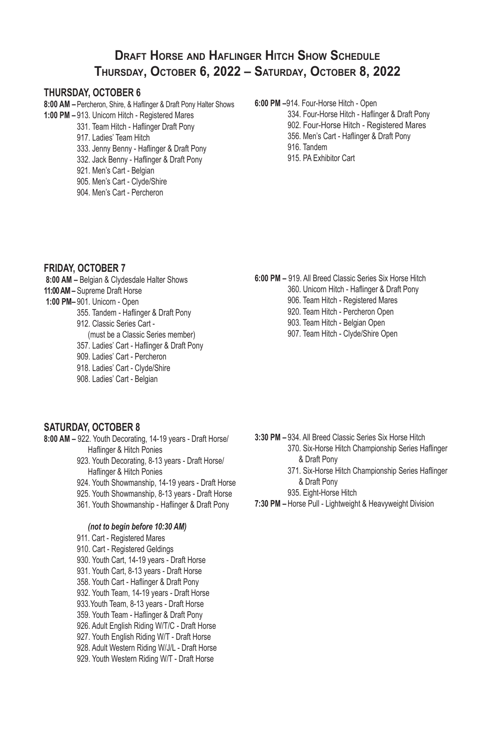# Draft Horse and Haflinger Hitch Show Schedule
## Thursday, October 6, 2022 – Saturday, October 8, 2022

### THURSDAY, OCTOBER 6

**8:00 AM –** Percheron, Shire, & Haflinger & Draft Pony Halter Shows

**1:00 PM –** 913. Unicorn Hitch - Registered Mares
- 331. Team Hitch - Haflinger Draft Pony
- 917. Ladies' Team Hitch
- 333. Jenny Benny - Haflinger & Draft Pony
- 332. Jack Benny - Haflinger & Draft Pony
- 921. Men's Cart - Belgian
- 905. Men's Cart - Clyde/Shire
- 904. Men's Cart - Percheron

**6:00 PM –** 914. Four-Horse Hitch - Open
- 334. Four-Horse Hitch - Haflinger & Draft Pony
- 902. Four-Horse Hitch - Registered Mares
- 356. Men's Cart - Haflinger & Draft Pony
- 916. Tandem
- 915. PA Exhibitor Cart

### FRIDAY, OCTOBER 7

**8:00 AM –** Belgian & Clydesdale Halter Shows

**11:00 AM –** Supreme Draft Horse

**1:00 PM –** 901. Unicorn - Open
- 355. Tandem - Haflinger & Draft Pony
- 912. Classic Series Cart - (must be a Classic Series member)
- 357. Ladies' Cart - Haflinger & Draft Pony
- 909. Ladies' Cart - Percheron
- 918. Ladies' Cart - Clyde/Shire
- 908. Ladies' Cart - Belgian

**6:00 PM –** 919. All Breed Classic Series Six Horse Hitch
- 360. Unicorn Hitch - Haflinger & Draft Pony
- 906. Team Hitch - Registered Mares
- 920. Team Hitch - Percheron Open
- 903. Team Hitch - Belgian Open
- 907. Team Hitch - Clyde/Shire Open

### SATURDAY, OCTOBER 8

**8:00 AM –** 922. Youth Decorating, 14-19 years - Draft Horse/ Haflinger & Hitch Ponies
- 923. Youth Decorating, 8-13 years - Draft Horse/ Haflinger & Hitch Ponies
- 924. Youth Showmanship, 14-19 years - Draft Horse
- 925. Youth Showmanship, 8-13 years - Draft Horse
- 361. Youth Showmanship - Haflinger & Draft Pony

***(not to begin before 10:30 AM)***
- 911. Cart - Registered Mares
- 910. Cart - Registered Geldings
- 930. Youth Cart, 14-19 years - Draft Horse
- 931. Youth Cart, 8-13 years - Draft Horse
- 358. Youth Cart - Haflinger & Draft Pony
- 932. Youth Team, 14-19 years - Draft Horse
- 933. Youth Team, 8-13 years - Draft Horse
- 359. Youth Team - Haflinger & Draft Pony
- 926. Adult English Riding W/T/C - Draft Horse
- 927. Youth English Riding W/T - Draft Horse
- 928. Adult Western Riding W/J/L - Draft Horse
- 929. Youth Western Riding W/T - Draft Horse

**3:30 PM –** 934. All Breed Classic Series Six Horse Hitch
- 370. Six-Horse Hitch Championship Series Haflinger & Draft Pony
- 371. Six-Horse Hitch Championship Series Haflinger & Draft Pony
- 935. Eight-Horse Hitch

**7:30 PM –** Horse Pull - Lightweight & Heavyweight Division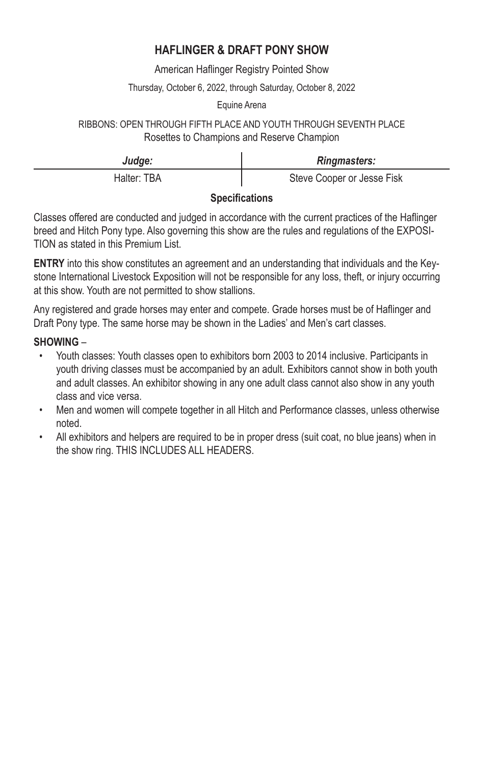# HAFLINGER & DRAFT PONY SHOW

American Haflinger Registry Pointed Show

Thursday, October 6, 2022, through Saturday, October 8, 2022

Equine Arena

RIBBONS: OPEN THROUGH FIFTH PLACE AND YOUTH THROUGH SEVENTH PLACE
Rosettes to Champions and Reserve Champion

| *Judge:* | *Ringmasters:* |
|---|---|
| Halter: TBA | Steve Cooper or Jesse Fisk |

## Specifications

Classes offered are conducted and judged in accordance with the current practices of the Haflinger breed and Hitch Pony type. Also governing this show are the rules and regulations of the EXPOSITION as stated in this Premium List.

**ENTRY** into this show constitutes an agreement and an understanding that individuals and the Keystone International Livestock Exposition will not be responsible for any loss, theft, or injury occurring at this show. Youth are not permitted to show stallions.

Any registered and grade horses may enter and compete. Grade horses must be of Haflinger and Draft Pony type. The same horse may be shown in the Ladies' and Men's cart classes.

**SHOWING** –

- Youth classes: Youth classes open to exhibitors born 2003 to 2014 inclusive. Participants in youth driving classes must be accompanied by an adult. Exhibitors cannot show in both youth and adult classes. An exhibitor showing in any one adult class cannot also show in any youth class and vice versa.
- Men and women will compete together in all Hitch and Performance classes, unless otherwise noted.
- All exhibitors and helpers are required to be in proper dress (suit coat, no blue jeans) when in the show ring. THIS INCLUDES ALL HEADERS.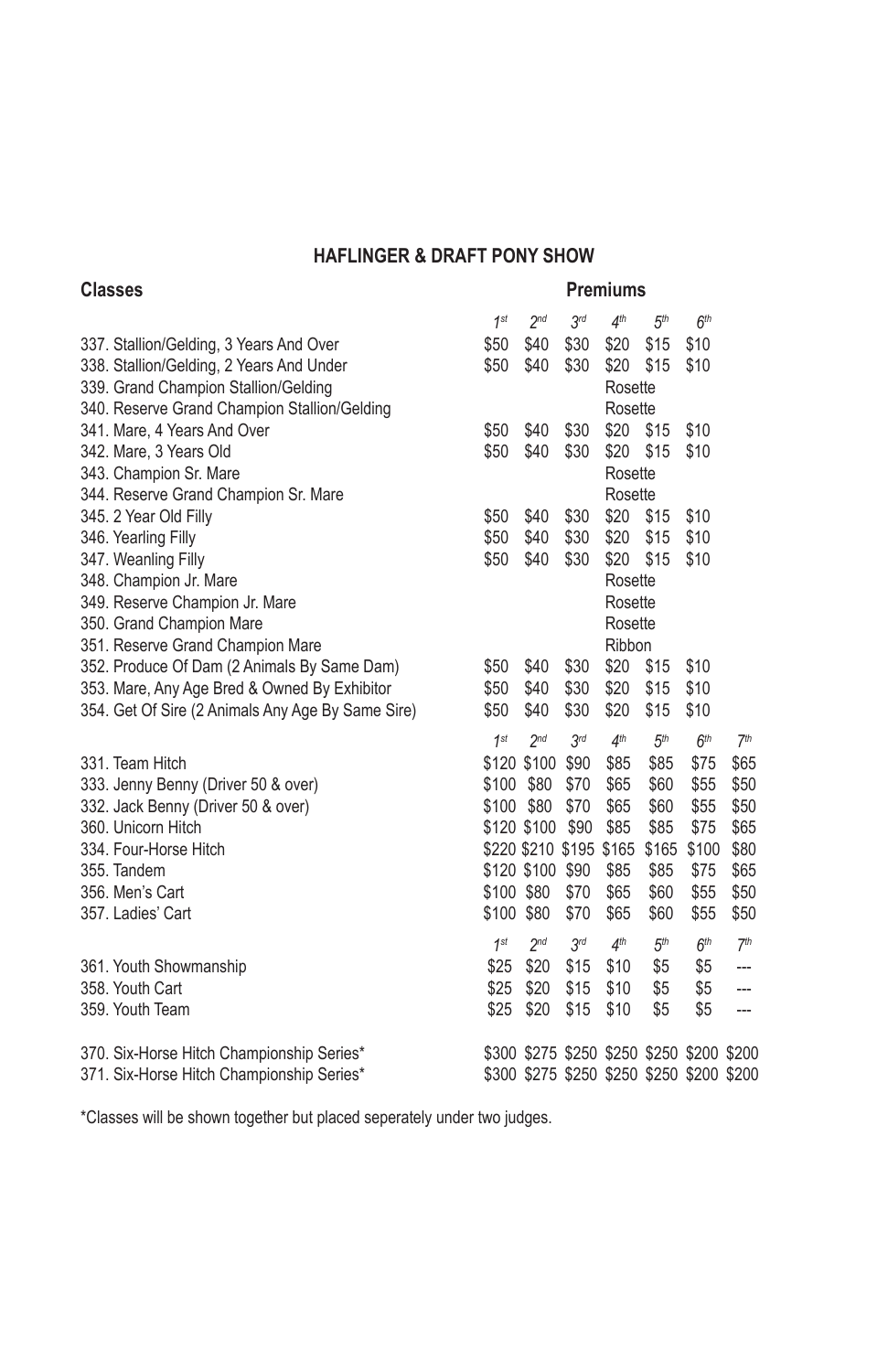## HAFLINGER & DRAFT PONY SHOW

| Classes | Premiums | | | | | | |
|---|---|---|---|---|---|---|---|
| | 1st | 2nd | 3rd | 4th | 5th | 6th | |
| 337. Stallion/Gelding, 3 Years And Over | $50 | $40 | $30 | $20 | $15 | $10 | |
| 338. Stallion/Gelding, 2 Years And Under | $50 | $40 | $30 | $20 | $15 | $10 | |
| 339. Grand Champion Stallion/Gelding | | | | Rosette | | | |
| 340. Reserve Grand Champion Stallion/Gelding | | | | Rosette | | | |
| 341. Mare, 4 Years And Over | $50 | $40 | $30 | $20 | $15 | $10 | |
| 342. Mare, 3 Years Old | $50 | $40 | $30 | $20 | $15 | $10 | |
| 343. Champion Sr. Mare | | | | Rosette | | | |
| 344. Reserve Grand Champion Sr. Mare | | | | Rosette | | | |
| 345. 2 Year Old Filly | $50 | $40 | $30 | $20 | $15 | $10 | |
| 346. Yearling Filly | $50 | $40 | $30 | $20 | $15 | $10 | |
| 347. Weanling Filly | $50 | $40 | $30 | $20 | $15 | $10 | |
| 348. Champion Jr. Mare | | | | Rosette | | | |
| 349. Reserve Champion Jr. Mare | | | | Rosette | | | |
| 350. Grand Champion Mare | | | | Rosette | | | |
| 351. Reserve Grand Champion Mare | | | | Ribbon | | | |
| 352. Produce Of Dam (2 Animals By Same Dam) | $50 | $40 | $30 | $20 | $15 | $10 | |
| 353. Mare, Any Age Bred & Owned By Exhibitor | $50 | $40 | $30 | $20 | $15 | $10 | |
| 354. Get Of Sire (2 Animals Any Age By Same Sire) | $50 | $40 | $30 | $20 | $15 | $10 | |
| | 1st | 2nd | 3rd | 4th | 5th | 6th | 7th |
| 331. Team Hitch | $120 | $100 | $90 | $85 | $85 | $75 | $65 |
| 333. Jenny Benny (Driver 50 & over) | $100 | $80 | $70 | $65 | $60 | $55 | $50 |
| 332. Jack Benny (Driver 50 & over) | $100 | $80 | $70 | $65 | $60 | $55 | $50 |
| 360. Unicorn Hitch | $120 | $100 | $90 | $85 | $85 | $75 | $65 |
| 334. Four-Horse Hitch | $220 | $210 | $195 | $165 | $165 | $100 | $80 |
| 355. Tandem | $120 | $100 | $90 | $85 | $85 | $75 | $65 |
| 356. Men's Cart | $100 | $80 | $70 | $65 | $60 | $55 | $50 |
| 357. Ladies' Cart | $100 | $80 | $70 | $65 | $60 | $55 | $50 |
| | 1st | 2nd | 3rd | 4th | 5th | 6th | 7th |
| 361. Youth Showmanship | $25 | $20 | $15 | $10 | $5 | $5 | --- |
| 358. Youth Cart | $25 | $20 | $15 | $10 | $5 | $5 | --- |
| 359. Youth Team | $25 | $20 | $15 | $10 | $5 | $5 | --- |
| 370. Six-Horse Hitch Championship Series* | $300 | $275 | $250 | $250 | $250 | $200 | $200 |
| 371. Six-Horse Hitch Championship Series* | $300 | $275 | $250 | $250 | $250 | $200 | $200 |

*Classes will be shown together but placed seperately under two judges.